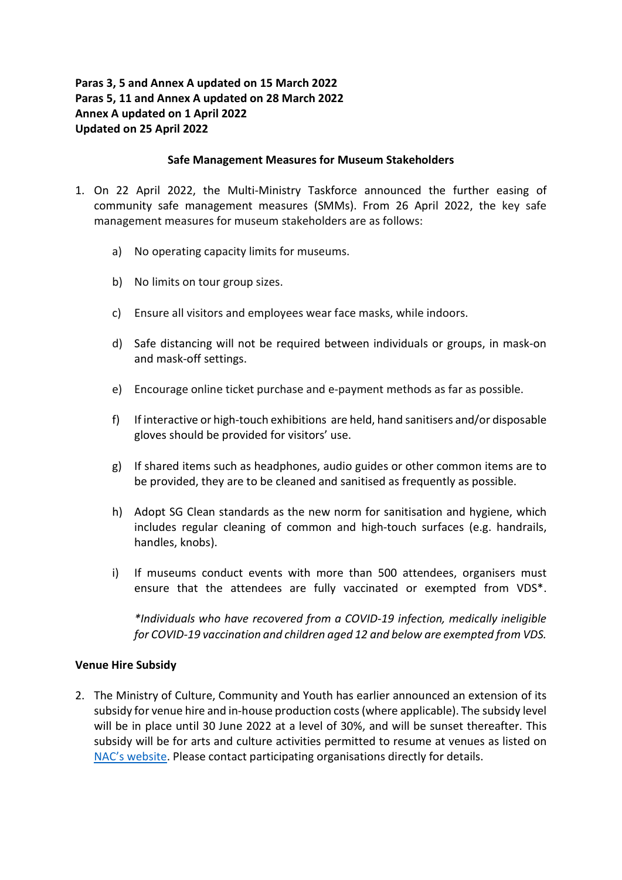**Paras 3, 5 and Annex A updated on 15 March 2022**
**Paras 5, 11 and Annex A updated on 28 March 2022**
**Annex A updated on 1 April 2022**
**Updated on 25 April 2022**

## Safe Management Measures for Museum Stakeholders

1. On 22 April 2022, the Multi-Ministry Taskforce announced the further easing of community safe management measures (SMMs). From 26 April 2022, the key safe management measures for museum stakeholders are as follows:

   a) No operating capacity limits for museums.

   b) No limits on tour group sizes.

   c) Ensure all visitors and employees wear face masks, while indoors.

   d) Safe distancing will not be required between individuals or groups, in mask-on and mask-off settings.

   e) Encourage online ticket purchase and e-payment methods as far as possible.

   f) If interactive or high-touch exhibitions are held, hand sanitisers and/or disposable gloves should be provided for visitors' use.

   g) If shared items such as headphones, audio guides or other common items are to be provided, they are to be cleaned and sanitised as frequently as possible.

   h) Adopt SG Clean standards as the new norm for sanitisation and hygiene, which includes regular cleaning of common and high-touch surfaces (e.g. handrails, handles, knobs).

   i) If museums conduct events with more than 500 attendees, organisers must ensure that the attendees are fully vaccinated or exempted from VDS*.

   *\*Individuals who have recovered from a COVID-19 infection, medically ineligible for COVID-19 vaccination and children aged 12 and below are exempted from VDS.*

### Venue Hire Subsidy

2. The Ministry of Culture, Community and Youth has earlier announced an extension of its subsidy for venue hire and in-house production costs (where applicable). The subsidy level will be in place until 30 June 2022 at a level of 30%, and will be sunset thereafter. This subsidy will be for arts and culture activities permitted to resume at venues as listed on NAC's website. Please contact participating organisations directly for details.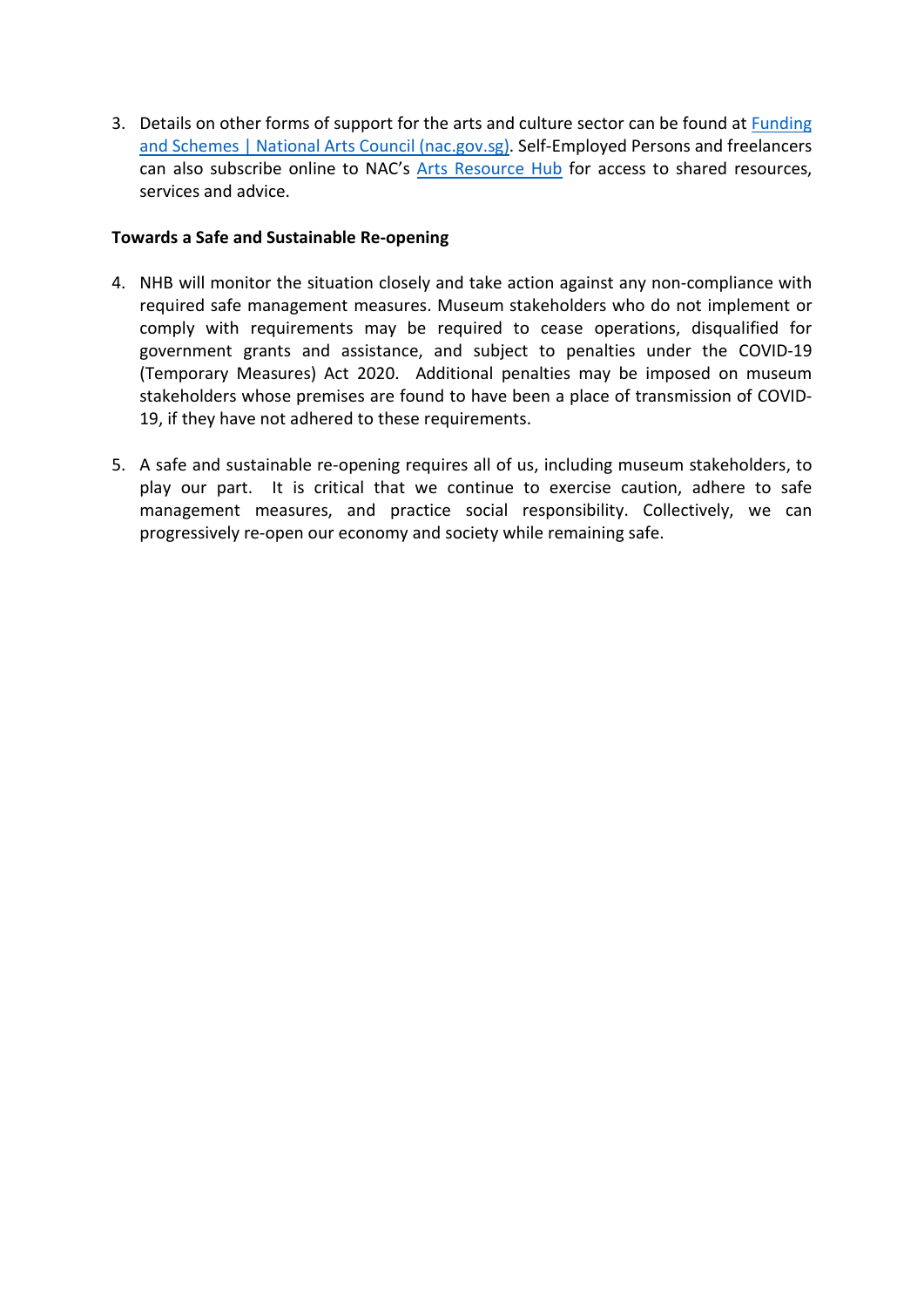3. Details on other forms of support for the arts and culture sector can be found at [Funding and Schemes | National Arts Council (nac.gov.sg)]. Self-Employed Persons and freelancers can also subscribe online to NAC's [Arts Resource Hub] for access to shared resources, services and advice.

**Towards a Safe and Sustainable Re-opening**

4. NHB will monitor the situation closely and take action against any non-compliance with required safe management measures. Museum stakeholders who do not implement or comply with requirements may be required to cease operations, disqualified for government grants and assistance, and subject to penalties under the COVID-19 (Temporary Measures) Act 2020. Additional penalties may be imposed on museum stakeholders whose premises are found to have been a place of transmission of COVID-19, if they have not adhered to these requirements.

5. A safe and sustainable re-opening requires all of us, including museum stakeholders, to play our part. It is critical that we continue to exercise caution, adhere to safe management measures, and practice social responsibility. Collectively, we can progressively re-open our economy and society while remaining safe.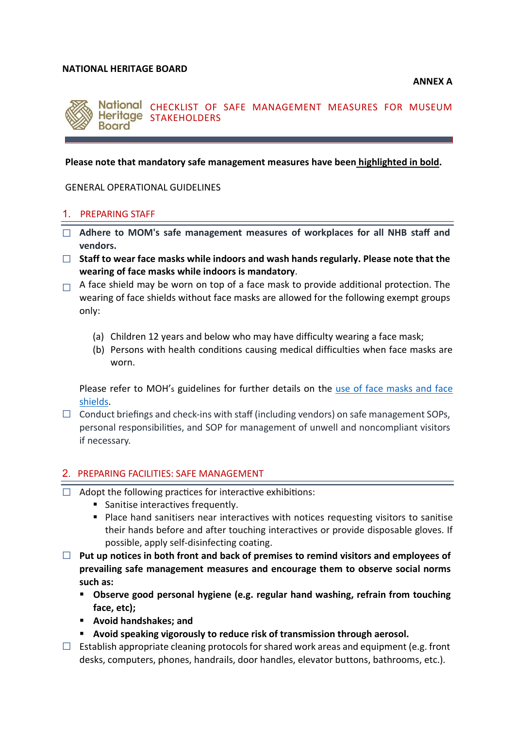**NATIONAL HERITAGE BOARD**

**ANNEX A**

# CHECKLIST OF SAFE MANAGEMENT MEASURES FOR MUSEUM STAKEHOLDERS

**Please note that mandatory safe management measures have been highlighted in bold.**

GENERAL OPERATIONAL GUIDELINES

## 1. PREPARING STAFF

- ☐ **Adhere to MOM's safe management measures of workplaces for all NHB staff and vendors.**
- ☐ **Staff to wear face masks while indoors and wash hands regularly. Please note that the wearing of face masks while indoors is mandatory**.
- ☐ A face shield may be worn on top of a face mask to provide additional protection. The wearing of face shields without face masks are allowed for the following exempt groups only:

    (a) Children 12 years and below who may have difficulty wearing a face mask;
    (b) Persons with health conditions causing medical difficulties when face masks are worn.

    Please refer to MOH's guidelines for further details on the use of face masks and face shields.
- ☐ Conduct briefings and check-ins with staff (including vendors) on safe management SOPs, personal responsibilities, and SOP for management of unwell and noncompliant visitors if necessary.

## 2. PREPARING FACILITIES: SAFE MANAGEMENT

- ☐ Adopt the following practices for interactive exhibitions:
    - Sanitise interactives frequently.
    - Place hand sanitisers near interactives with notices requesting visitors to sanitise their hands before and after touching interactives or provide disposable gloves. If possible, apply self-disinfecting coating.
- ☐ **Put up notices in both front and back of premises to remind visitors and employees of prevailing safe management measures and encourage them to observe social norms such as:**
    - **Observe good personal hygiene (e.g. regular hand washing, refrain from touching face, etc);**
    - **Avoid handshakes; and**
    - **Avoid speaking vigorously to reduce risk of transmission through aerosol.**
- ☐ Establish appropriate cleaning protocols for shared work areas and equipment (e.g. front desks, computers, phones, handrails, door handles, elevator buttons, bathrooms, etc.).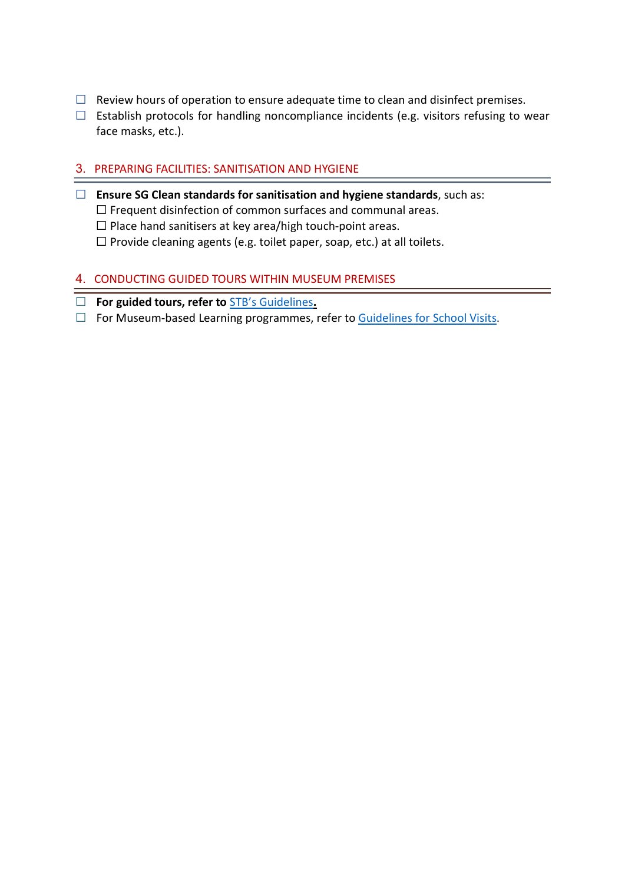- ☐ Review hours of operation to ensure adequate time to clean and disinfect premises.
- ☐ Establish protocols for handling noncompliance incidents (e.g. visitors refusing to wear face masks, etc.).

## 3. PREPARING FACILITIES: SANITISATION AND HYGIENE

- ☐ **Ensure SG Clean standards for sanitisation and hygiene standards**, such as:
  - ☐ Frequent disinfection of common surfaces and communal areas.
  - ☐ Place hand sanitisers at key area/high touch-point areas.
  - ☐ Provide cleaning agents (e.g. toilet paper, soap, etc.) at all toilets.

## 4. CONDUCTING GUIDED TOURS WITHIN MUSEUM PREMISES

- ☐ **For guided tours, refer to** STB's Guidelines**.**
- ☐ For Museum-based Learning programmes, refer to Guidelines for School Visits.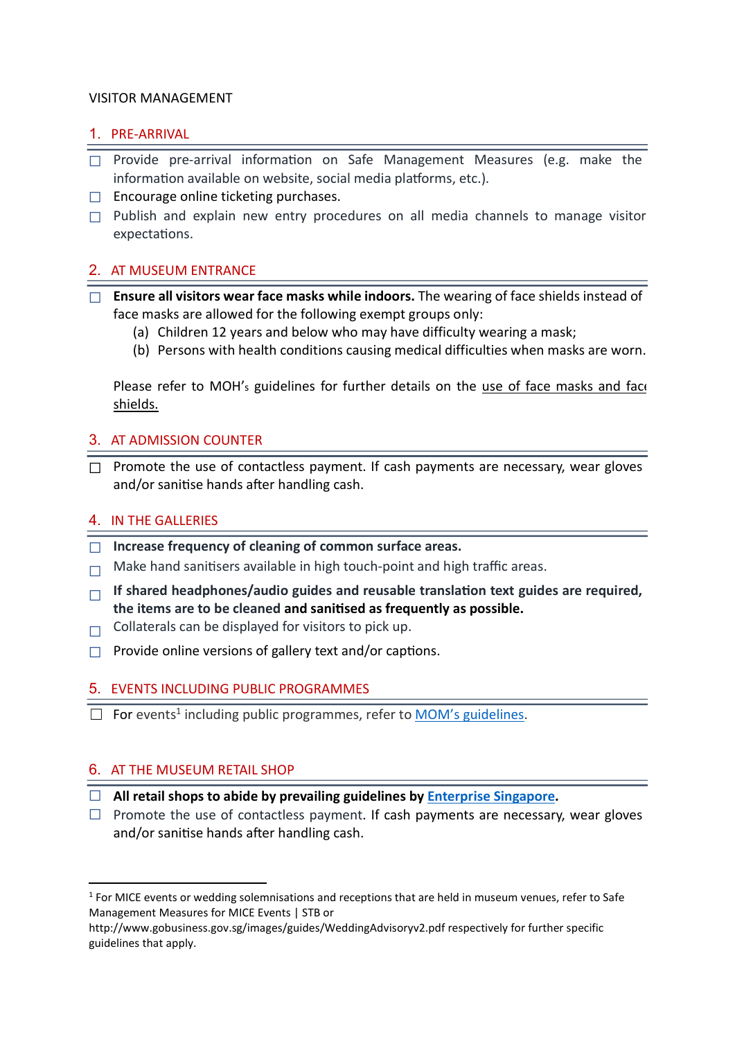VISITOR MANAGEMENT

## 1. PRE-ARRIVAL

- ☐ Provide pre-arrival information on Safe Management Measures (e.g. make the information available on website, social media platforms, etc.).
- ☐ Encourage online ticketing purchases.
- ☐ Publish and explain new entry procedures on all media channels to manage visitor expectations.

## 2. AT MUSEUM ENTRANCE

- ☐ **Ensure all visitors wear face masks while indoors.** The wearing of face shields instead of face masks are allowed for the following exempt groups only:
  - (a) Children 12 years and below who may have difficulty wearing a mask;
  - (b) Persons with health conditions causing medical difficulties when masks are worn.

  Please refer to MOH's guidelines for further details on the use of face masks and face shields.

## 3. AT ADMISSION COUNTER

- ☐ Promote the use of contactless payment. If cash payments are necessary, wear gloves and/or sanitise hands after handling cash.

## 4. IN THE GALLERIES

- ☐ **Increase frequency of cleaning of common surface areas.**
- ☐ Make hand sanitisers available in high touch-point and high traffic areas.
- ☐ **If shared headphones/audio guides and reusable translation text guides are required, the items are to be cleaned and sanitised as frequently as possible.**
- ☐ Collaterals can be displayed for visitors to pick up.
- ☐ Provide online versions of gallery text and/or captions.

## 5. EVENTS INCLUDING PUBLIC PROGRAMMES

- ☐ For events[1] including public programmes, refer to MOM's guidelines.

## 6. AT THE MUSEUM RETAIL SHOP

- ☐ **All retail shops to abide by prevailing guidelines by Enterprise Singapore.**
- ☐ Promote the use of contactless payment. If cash payments are necessary, wear gloves and/or sanitise hands after handling cash.

---

[1] For MICE events or wedding solemnisations and receptions that are held in museum venues, refer to Safe Management Measures for MICE Events | STB or http://www.gobusiness.gov.sg/images/guides/WeddingAdvisoryv2.pdf respectively for further specific guidelines that apply.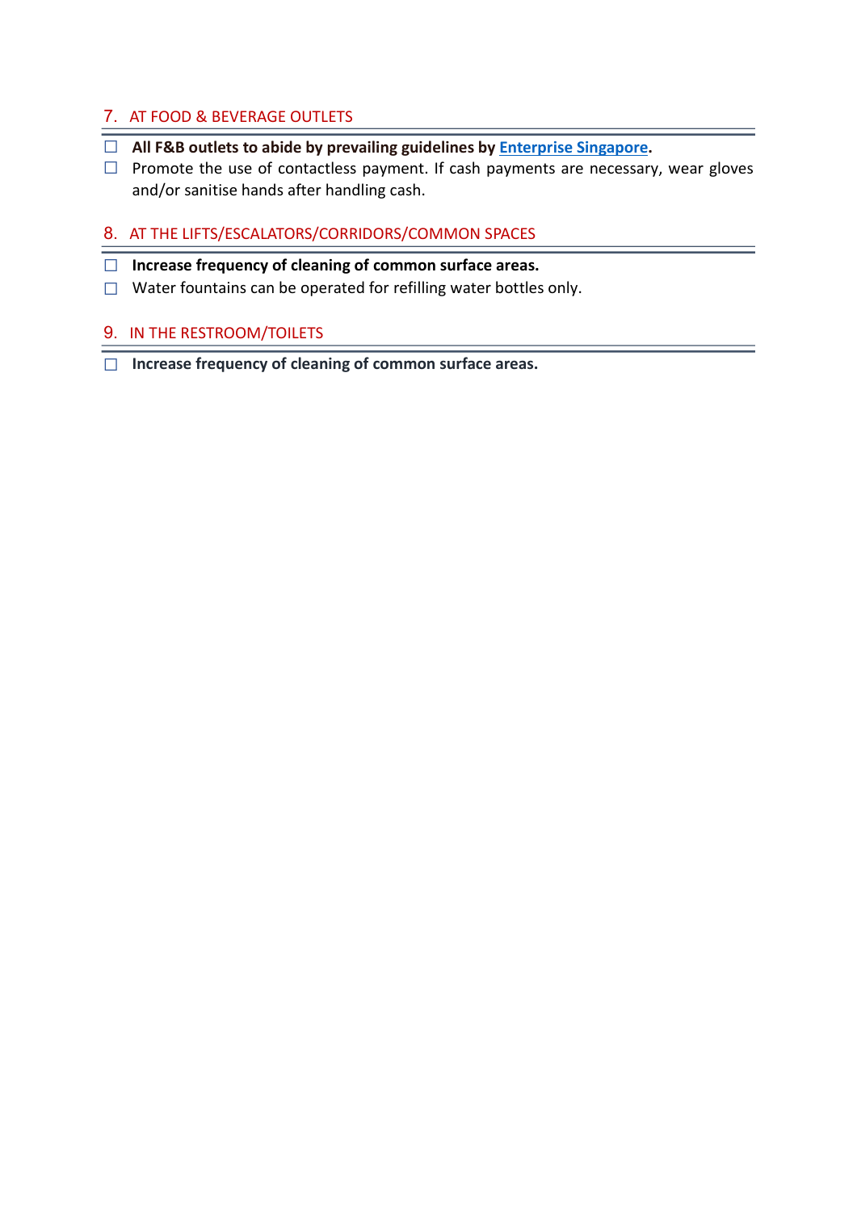## 7. AT FOOD & BEVERAGE OUTLETS

- ☐ **All F&B outlets to abide by prevailing guidelines by Enterprise Singapore.**
- ☐ Promote the use of contactless payment. If cash payments are necessary, wear gloves and/or sanitise hands after handling cash.

## 8. AT THE LIFTS/ESCALATORS/CORRIDORS/COMMON SPACES

- ☐ **Increase frequency of cleaning of common surface areas.**
- ☐ Water fountains can be operated for refilling water bottles only.

## 9. IN THE RESTROOM/TOILETS

- ☐ **Increase frequency of cleaning of common surface areas.**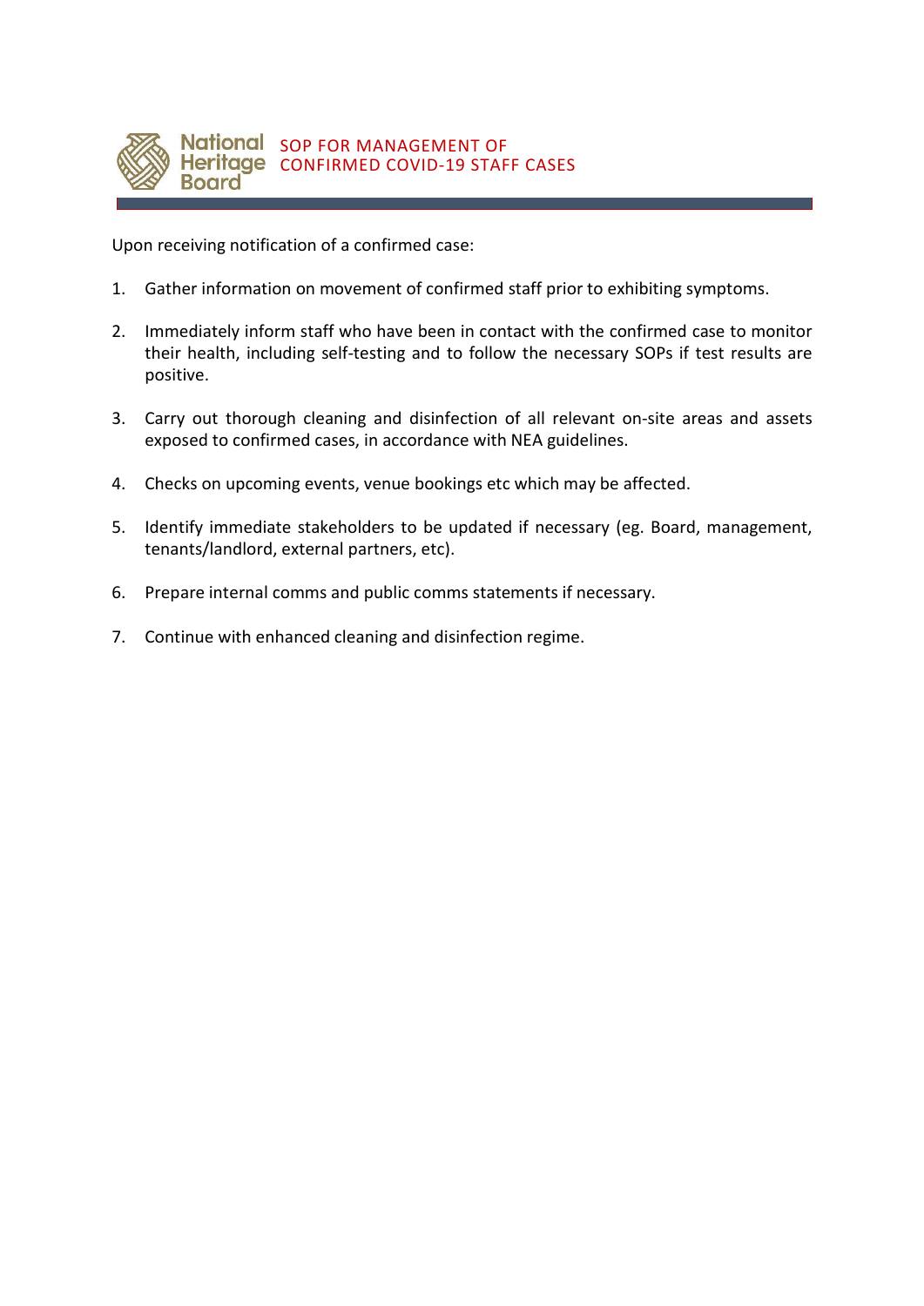# SOP FOR MANAGEMENT OF CONFIRMED COVID-19 STAFF CASES

Upon receiving notification of a confirmed case:

1. Gather information on movement of confirmed staff prior to exhibiting symptoms.

2. Immediately inform staff who have been in contact with the confirmed case to monitor their health, including self-testing and to follow the necessary SOPs if test results are positive.

3. Carry out thorough cleaning and disinfection of all relevant on-site areas and assets exposed to confirmed cases, in accordance with NEA guidelines.

4. Checks on upcoming events, venue bookings etc which may be affected.

5. Identify immediate stakeholders to be updated if necessary (eg. Board, management, tenants/landlord, external partners, etc).

6. Prepare internal comms and public comms statements if necessary.

7. Continue with enhanced cleaning and disinfection regime.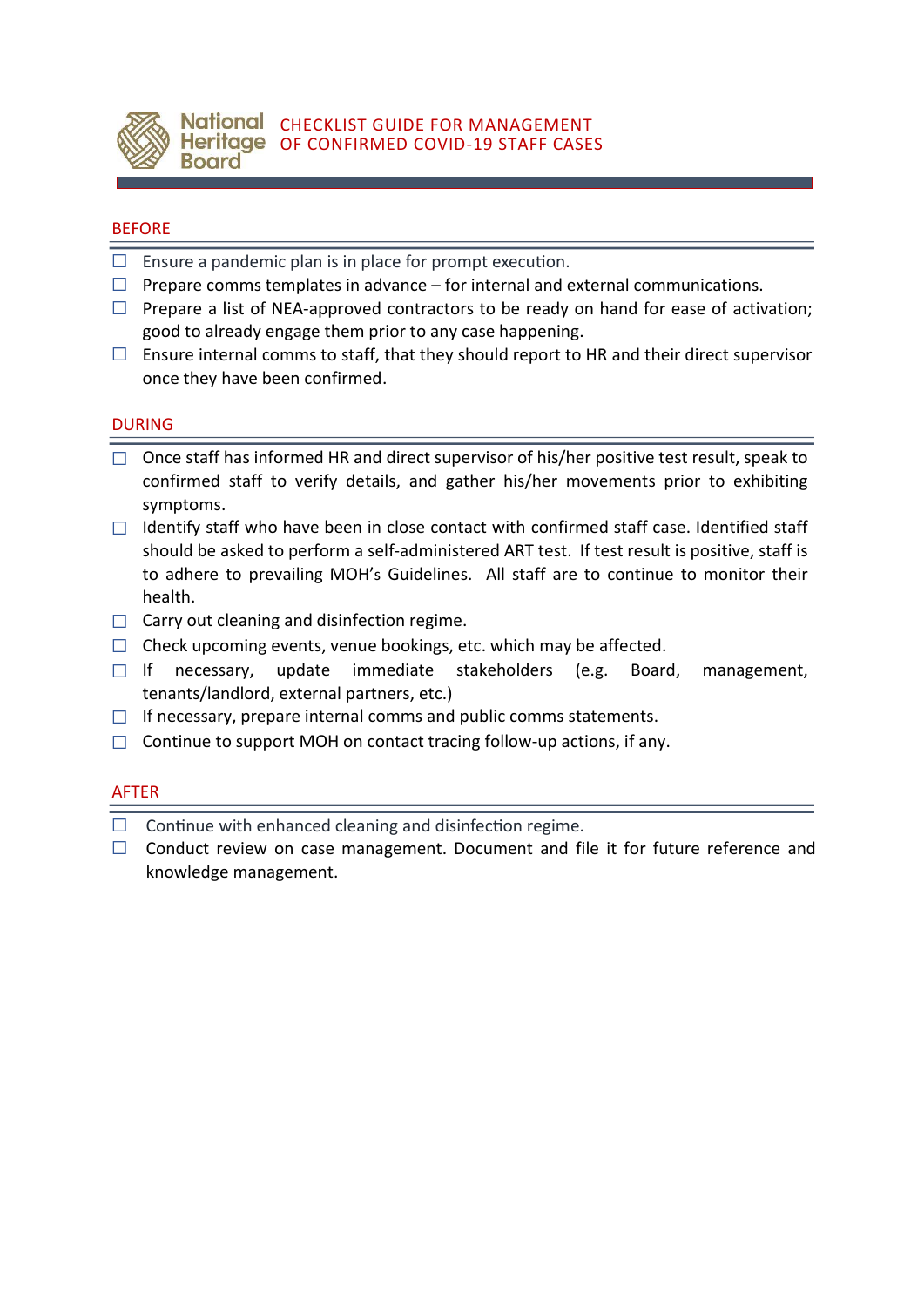# CHECKLIST GUIDE FOR MANAGEMENT OF CONFIRMED COVID-19 STAFF CASES

## BEFORE

- ☐ Ensure a pandemic plan is in place for prompt execution.
- ☐ Prepare comms templates in advance – for internal and external communications.
- ☐ Prepare a list of NEA-approved contractors to be ready on hand for ease of activation; good to already engage them prior to any case happening.
- ☐ Ensure internal comms to staff, that they should report to HR and their direct supervisor once they have been confirmed.

## DURING

- ☐ Once staff has informed HR and direct supervisor of his/her positive test result, speak to confirmed staff to verify details, and gather his/her movements prior to exhibiting symptoms.
- ☐ Identify staff who have been in close contact with confirmed staff case. Identified staff should be asked to perform a self-administered ART test. If test result is positive, staff is to adhere to prevailing MOH's Guidelines. All staff are to continue to monitor their health.
- ☐ Carry out cleaning and disinfection regime.
- ☐ Check upcoming events, venue bookings, etc. which may be affected.
- ☐ If necessary, update immediate stakeholders (e.g. Board, management, tenants/landlord, external partners, etc.)
- ☐ If necessary, prepare internal comms and public comms statements.
- ☐ Continue to support MOH on contact tracing follow-up actions, if any.

## AFTER

- ☐ Continue with enhanced cleaning and disinfection regime.
- ☐ Conduct review on case management. Document and file it for future reference and knowledge management.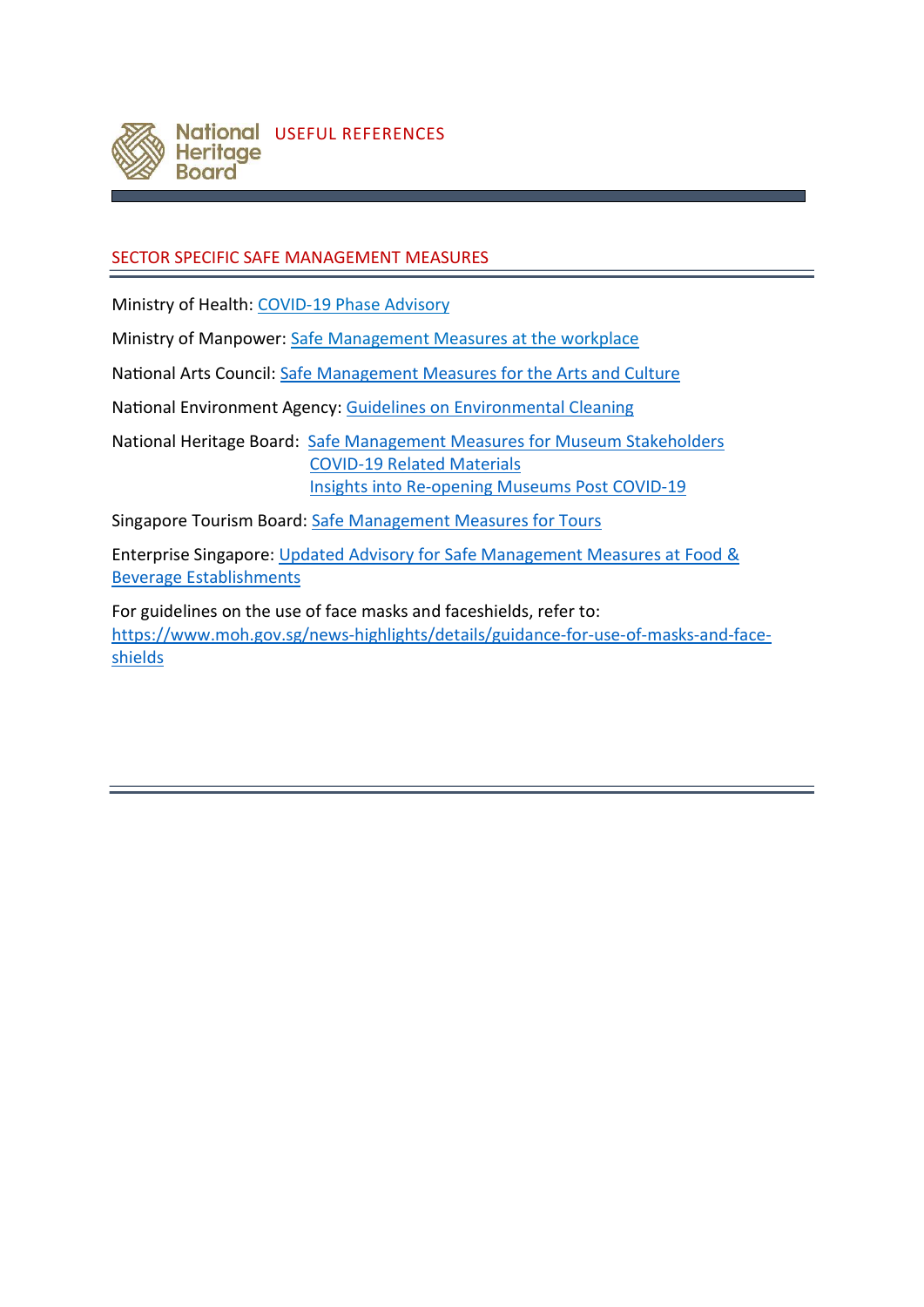National Heritage Board

# USEFUL REFERENCES

## SECTOR SPECIFIC SAFE MANAGEMENT MEASURES

Ministry of Health: COVID-19 Phase Advisory

Ministry of Manpower: Safe Management Measures at the workplace

National Arts Council: Safe Management Measures for the Arts and Culture

National Environment Agency: Guidelines on Environmental Cleaning

National Heritage Board: Safe Management Measures for Museum Stakeholders
COVID-19 Related Materials
Insights into Re-opening Museums Post COVID-19

Singapore Tourism Board: Safe Management Measures for Tours

Enterprise Singapore: Updated Advisory for Safe Management Measures at Food & Beverage Establishments

For guidelines on the use of face masks and faceshields, refer to:
https://www.moh.gov.sg/news-highlights/details/guidance-for-use-of-masks-and-face-shields